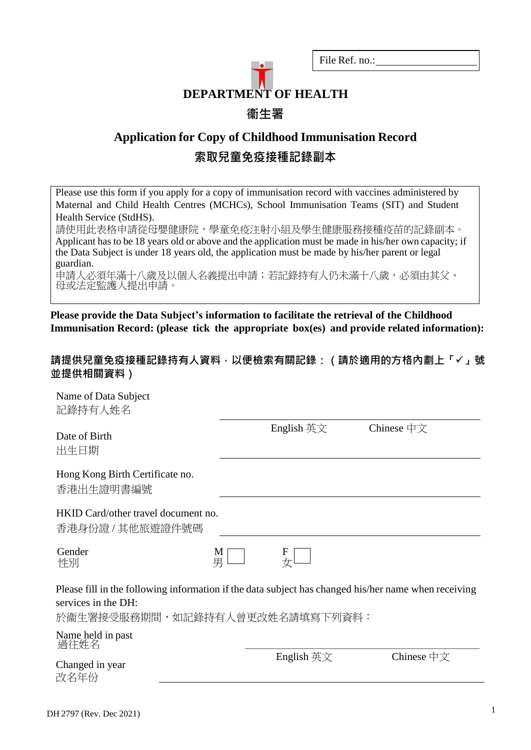File Ref. no.:\_\_\_\_\_\_\_\_\_\_\_\_\_\_\_\_\_\_

# DEPARTMENT OF HEALTH

# 衞生署

## Application for Copy of Childhood Immunisation Record

## 索取兒童免疫接種記錄副本

Please use this form if you apply for a copy of immunisation record with vaccines administered by Maternal and Child Health Centres (MCHCs), School Immunisation Teams (SIT) and Student Health Service (StdHS).

請使用此表格申請從母嬰健康院，學童免疫注射小組及學生健康服務接種疫苗的記錄副本。

Applicant has to be 18 years old or above and the application must be made in his/her own capacity; if the Data Subject is under 18 years old, the application must be made by his/her parent or legal guardian.

申請人必須年滿十八歲及以個人名義提出申請；若記錄持有人仍未滿十八歲，必須由其父、母或法定監護人提出申請。

**Please provide the Data Subject's information to facilitate the retrieval of the Childhood Immunisation Record: (please tick the appropriate box(es) and provide related information):**

**請提供兒童免疫接種記錄持有人資料，以便檢索有關記錄：（請於適用的方格內劃上「✓」號並提供相關資料）**

Name of Data Subject
記錄持有人姓名 \_\_\_\_\_\_\_\_\_\_\_\_\_\_\_\_\_\_\_\_\_\_\_\_\_\_\_\_\_\_
English 英文 Chinese 中文

Date of Birth
出生日期 \_\_\_\_\_\_\_\_\_\_\_\_\_\_\_\_\_\_\_\_\_\_\_\_\_\_\_\_\_\_

Hong Kong Birth Certificate no.
香港出生證明書編號 \_\_\_\_\_\_\_\_\_\_\_\_\_\_\_\_\_\_\_\_\_\_\_\_\_\_\_\_\_\_

HKID Card/other travel document no.
香港身份證 / 其他旅遊證件號碼 \_\_\_\_\_\_\_\_\_\_\_\_\_\_\_\_\_\_\_\_\_\_\_\_\_\_\_\_\_\_

Gender
性別 M 男 ☐ F 女 ☐

Please fill in the following information if the data subject has changed his/her name when receiving services in the DH:

於衞生署接受服務期間，如記錄持有人曾更改姓名請填寫下列資料：

Name held in past
過往姓名 \_\_\_\_\_\_\_\_\_\_\_\_\_\_\_\_\_\_\_\_\_\_\_\_\_\_\_\_\_\_
English 英文 Chinese 中文

Changed in year
改名年份 \_\_\_\_\_\_\_\_\_\_\_\_\_\_\_\_\_\_\_\_\_\_\_\_\_\_\_\_\_\_

DH 2797 (Rev. Dec 2021)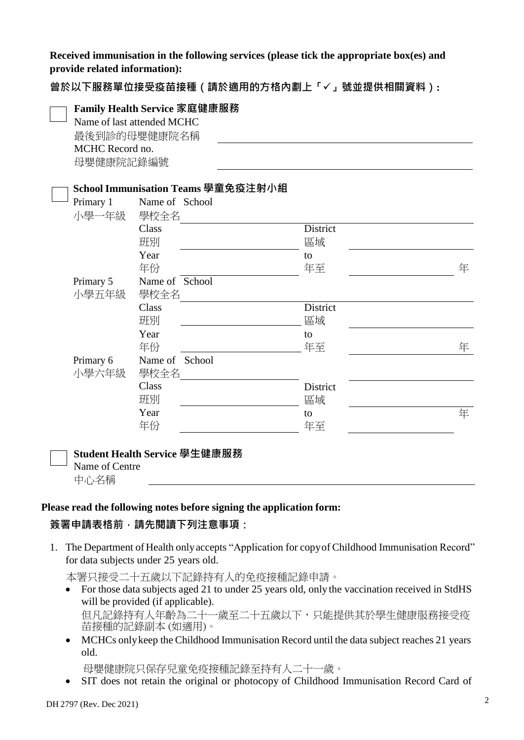**Received immunisation in the following services (please tick the appropriate box(es) and provide related information):**

**曾於以下服務單位接受疫苗接種（請於適用的方格內劃上「✓」號並提供相關資料）：**

☐ **Family Health Service 家庭健康服務**

Name of last attended MCHC
最後到診的母嬰健康院名稱 ______________________________

MCHC Record no.
母嬰健康院記錄編號 ______________________________

☐ **School Immunisation Teams 學童免疫注射小組**

Primary 1
小學一年級

Name of School
學校全名 ______________________________

Class
班別 ______________ District 區域 ______________

Year
年份 ______________ to 年至 ______________ 年

Primary 5
小學五年級

Name of School
學校全名 ______________________________

Class
班別 ______________ District 區域 ______________

Year
年份 ______________ to 年至 ______________ 年

Primary 6
小學六年級

Name of School
學校全名 ______________________________

Class
班別 ______________ District 區域 ______________

Year
年份 ______________ to 年至 ______________ 年

☐ **Student Health Service 學生健康服務**

Name of Centre
中心名稱 ______________________________

**Please read the following notes before signing the application form:**

**簽署申請表格前，請先閱讀下列注意事項：**

1. The Department of Health only accepts "Application for copy of Childhood Immunisation Record" for data subjects under 25 years old.

   本署只接受二十五歲以下記錄持有人的免疫接種記錄申請。

   - For those data subjects aged 21 to under 25 years old, only the vaccination received in StdHS will be provided (if applicable).
     但凡記錄持有人年齡為二十一歲至二十五歲以下，只能提供其於學生健康服務接受疫苗接種的記錄副本 (如適用)。
   - MCHCs only keep the Childhood Immunisation Record until the data subject reaches 21 years old.
     母嬰健康院只保存兒童免疫接種記錄至持有人二十一歲。
   - SIT does not retain the original or photocopy of Childhood Immunisation Record Card of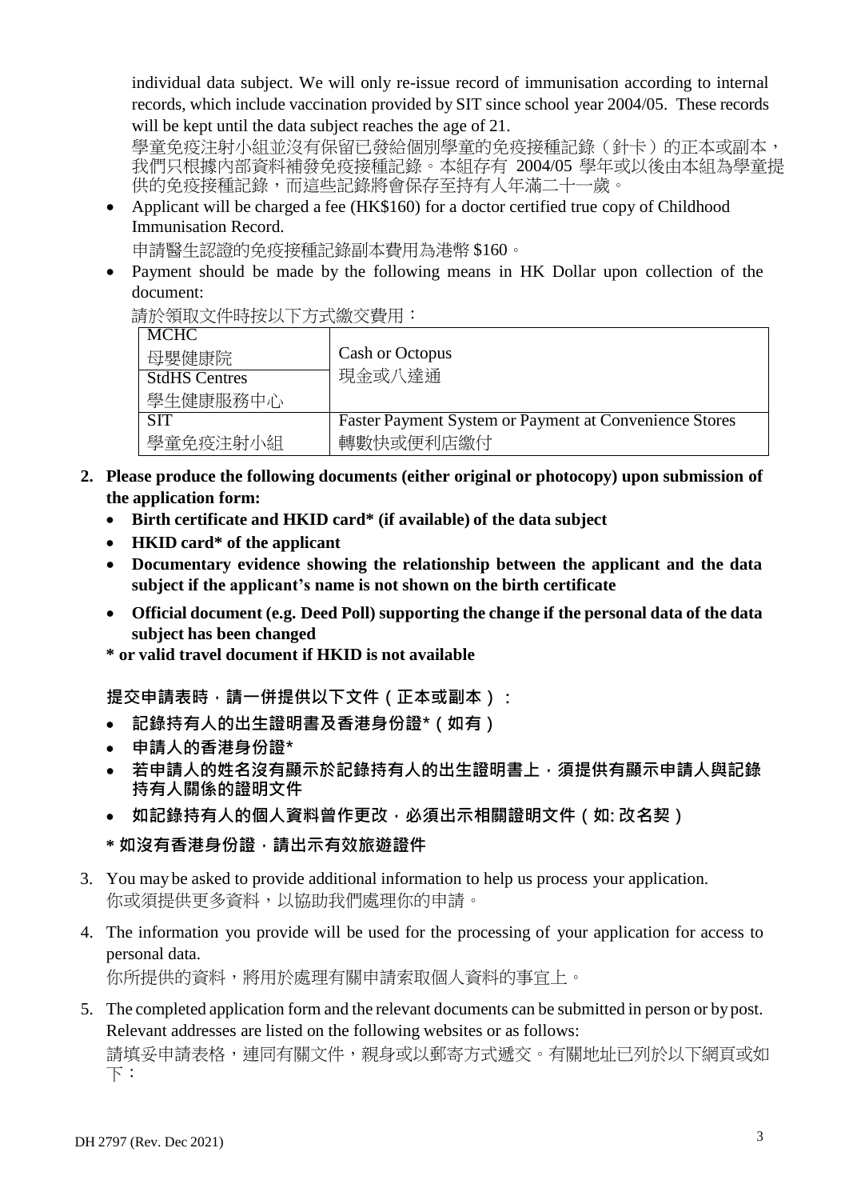individual data subject. We will only re-issue record of immunisation according to internal records, which include vaccination provided by SIT since school year 2004/05. These records will be kept until the data subject reaches the age of 21.
學童免疫注射小組並沒有保留已發給個別學童的免疫接種記錄（針卡）的正本或副本，我們只根據內部資料補發免疫接種記錄。本組存有 2004/05 學年或以後由本組為學童提供的免疫接種記錄，而這些記錄將會保存至持有人年滿二十一歲。

- Applicant will be charged a fee (HK$160) for a doctor certified true copy of Childhood Immunisation Record.
  申請醫生認證的免疫接種記錄副本費用為港幣 $160。
- Payment should be made by the following means in HK Dollar upon collection of the document:
  請於領取文件時按以下方式繳交費用：

| | |
|---|---|
| MCHC<br>母嬰健康院<br>StdHS Centres<br>學生健康服務中心 | Cash or Octopus<br>現金或八達通 |
| SIT<br>學童免疫注射小組 | Faster Payment System or Payment at Convenience Stores<br>轉數快或便利店繳付 |

2. **Please produce the following documents (either original or photocopy) upon submission of the application form:**
   - **Birth certificate and HKID card* (if available) of the data subject**
   - **HKID card* of the applicant**
   - **Documentary evidence showing the relationship between the applicant and the data subject if the applicant's name is not shown on the birth certificate**
   - **Official document (e.g. Deed Poll) supporting the change if the personal data of the data subject has been changed**

   **\* or valid travel document if HKID is not available**

   **提交申請表時，請一併提供以下文件（正本或副本）：**
   - **記錄持有人的出生證明書及香港身份證*（如有）**
   - **申請人的香港身份證***
   - **若申請人的姓名沒有顯示於記錄持有人的出生證明書上，須提供有顯示申請人與記錄持有人關係的證明文件**
   - **如記錄持有人的個人資料曾作更改，必須出示相關證明文件（如: 改名契）**

   **\* 如沒有香港身份證，請出示有效旅遊證件**

3. You may be asked to provide additional information to help us process your application.
   你或須提供更多資料，以協助我們處理你的申請。

4. The information you provide will be used for the processing of your application for access to personal data.
   你所提供的資料，將用於處理有關申請索取個人資料的事宜上。

5. The completed application form and the relevant documents can be submitted in person or by post. Relevant addresses are listed on the following websites or as follows:
   請填妥申請表格，連同有關文件，親身或以郵寄方式遞交。有關地址已列於以下網頁或如下：

DH 2797 (Rev. Dec 2021)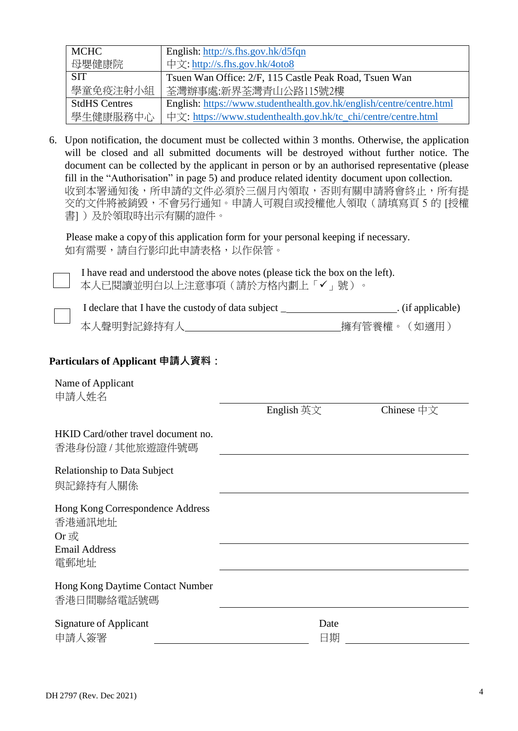| MCHC<br>母嬰健康院 | English: http://s.fhs.gov.hk/d5fqn<br>中文: http://s.fhs.gov.hk/4oto8 |
|---|---|
| SIT<br>學童免疫注射小組 | Tsuen Wan Office: 2/F, 115 Castle Peak Road, Tsuen Wan<br>荃灣辦事處:新界荃灣青山公路115號2樓 |
| StdHS Centres<br>學生健康服務中心 | English: https://www.studenthealth.gov.hk/english/centre/centre.html<br>中文: https://www.studenthealth.gov.hk/tc_chi/centre/centre.html |

6. Upon notification, the document must be collected within 3 months. Otherwise, the application will be closed and all submitted documents will be destroyed without further notice. The document can be collected by the applicant in person or by an authorised representative (please fill in the "Authorisation" in page 5) and produce related identity document upon collection.
   收到本署通知後，所申請的文件必須於三個月內領取，否則有關申請將會終止，所有提交的文件將被銷毀，不會另行通知。申請人可親自或授權他人領取（請填寫頁 5 的 [授權書] ）及於領取時出示有關的證件。

   Please make a copy of this application form for your personal keeping if necessary.
   如有需要，請自行影印此申請表格，以作保管。

☐ I have read and understood the above notes (please tick the box on the left).
本人已閱讀並明白以上注意事項（請於方格內劃上「✓」號）。

☐ I declare that I have the custody of data subject ______________________. (if applicable)
本人聲明對記錄持有人______________________擁有管養權。（如適用）

**Particulars of Applicant 申請人資料：**

Name of Applicant
申請人姓名 ______________________
English 英文　　Chinese 中文

HKID Card/other travel document no.
香港身份證 / 其他旅遊證件號碼 ______________________

Relationship to Data Subject
與記錄持有人關係 ______________________

Hong Kong Correspondence Address
香港通訊地址
Or 或 ______________________
Email Address
電郵地址 ______________________

Hong Kong Daytime Contact Number
香港日間聯絡電話號碼 ______________________

Signature of Applicant
申請人簽署 ______________________ Date 日期 ______________________

DH 2797 (Rev. Dec 2021)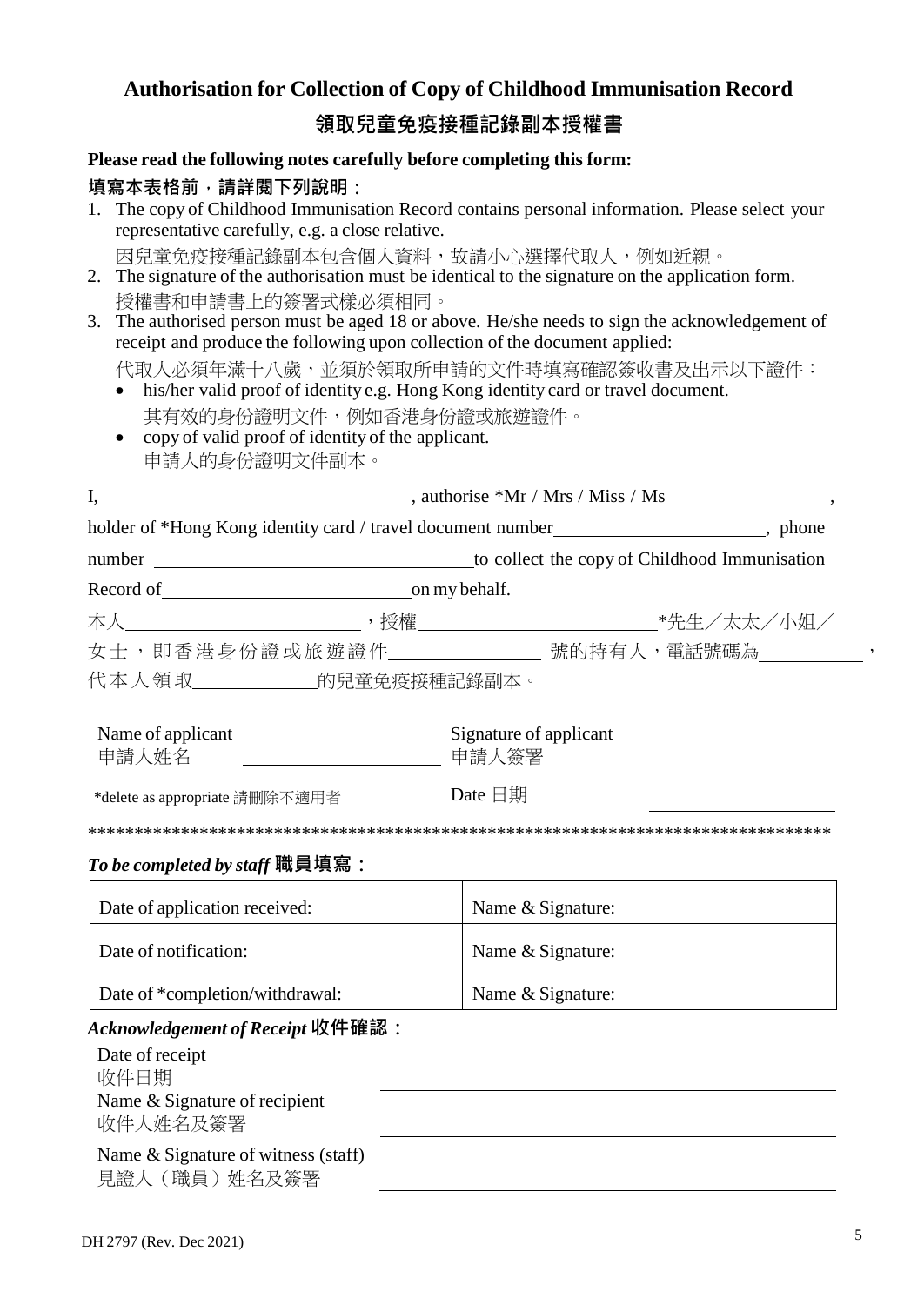# Authorisation for Collection of Copy of Childhood Immunisation Record

# 領取兒童免疫接種記錄副本授權書

**Please read the following notes carefully before completing this form:**

**填寫本表格前，請詳閱下列說明：**

1. The copy of Childhood Immunisation Record contains personal information. Please select your representative carefully, e.g. a close relative.
   因兒童免疫接種記錄副本包含個人資料，故請小心選擇代取人，例如近親。
2. The signature of the authorisation must be identical to the signature on the application form.
   授權書和申請書上的簽署式樣必須相同。
3. The authorised person must be aged 18 or above. He/she needs to sign the acknowledgement of receipt and produce the following upon collection of the document applied:
   代取人必須年滿十八歲，並須於領取所申請的文件時填寫確認簽收書及出示以下證件：
   - his/her valid proof of identity e.g. Hong Kong identity card or travel document.
     其有效的身份證明文件，例如香港身份證或旅遊證件。
   - copy of valid proof of identity of the applicant.
     申請人的身份證明文件副本。

I, \_\_\_\_\_\_\_\_\_\_\_\_\_\_\_\_\_\_\_\_, authorise *Mr / Mrs / Miss / Ms \_\_\_\_\_\_\_\_\_\_\_\_\_\_\_\_\_\_\_\_, holder of *Hong Kong identity card / travel document number \_\_\_\_\_\_\_\_\_\_\_\_\_\_\_\_\_\_\_\_, phone number \_\_\_\_\_\_\_\_\_\_\_\_\_\_\_\_\_\_\_\_ to collect the copy of Childhood Immunisation Record of \_\_\_\_\_\_\_\_\_\_\_\_\_\_\_\_\_\_\_\_ on my behalf.

本人\_\_\_\_\_\_\_\_\_\_\_\_\_\_\_\_\_\_\_\_，授權\_\_\_\_\_\_\_\_\_\_\_\_\_\_\_\_\_\_\_\_*先生／太太／小姐／女士，即香港身份證或旅遊證件\_\_\_\_\_\_\_\_\_\_\_\_\_\_\_\_\_\_\_\_號的持有人，電話號碼為\_\_\_\_\_\_\_\_\_\_\_\_\_\_\_\_\_\_\_\_，代本人領取\_\_\_\_\_\_\_\_\_\_\_\_\_\_\_\_\_\_\_\_的兒童免疫接種記錄副本。

Name of applicant 申請人姓名 \_\_\_\_\_\_\_\_\_\_\_\_\_\_\_\_\_\_\_\_

Signature of applicant 申請人簽署 \_\_\_\_\_\_\_\_\_\_\_\_\_\_\_\_\_\_\_\_

*delete as appropriate 請刪除不適用者

Date 日期 \_\_\_\_\_\_\_\_\_\_\_\_\_\_\_\_\_\_\_\_

*************************************************************************************

***To be completed by staff* 職員填寫：**

| | |
|---|---|
| Date of application received: | Name & Signature: |
| Date of notification: | Name & Signature: |
| Date of *completion/withdrawal: | Name & Signature: |

***Acknowledgement of Receipt* 收件確認：**

Date of receipt
收件日期 \_\_\_\_\_\_\_\_\_\_\_\_\_\_\_\_\_\_\_\_

Name & Signature of recipient
收件人姓名及簽署 \_\_\_\_\_\_\_\_\_\_\_\_\_\_\_\_\_\_\_\_

Name & Signature of witness (staff)
見證人（職員）姓名及簽署 \_\_\_\_\_\_\_\_\_\_\_\_\_\_\_\_\_\_\_\_

DH 2797 (Rev. Dec 2021)